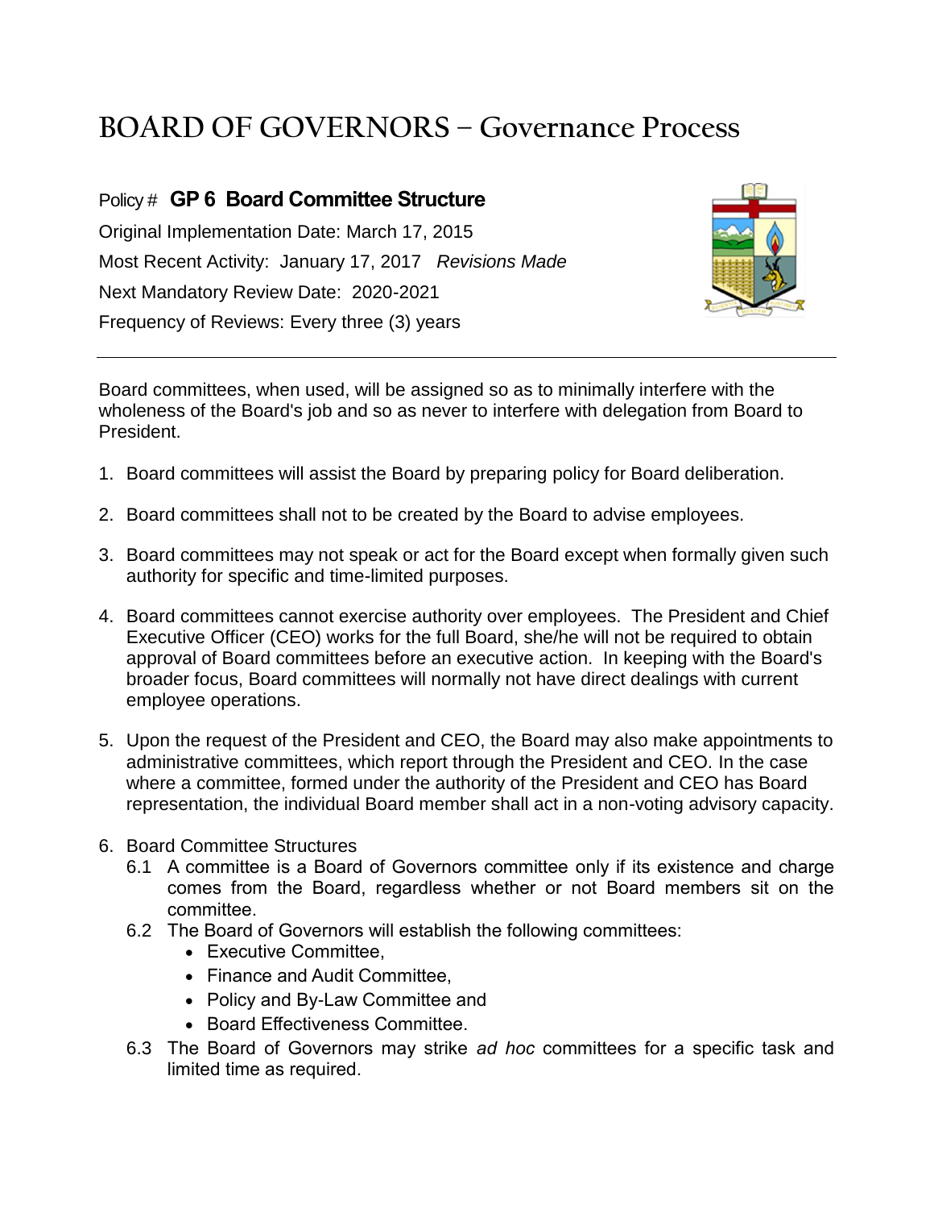# BOARD OF GOVERNORS – Governance Process

Policy # **GP 6 Board Committee Structure**

Original Implementation Date: March 17, 2015

Most Recent Activity: January 17, 2017 *Revisions Made*

Next Mandatory Review Date: 2020-2021

Frequency of Reviews: Every three (3) years

---

Board committees, when used, will be assigned so as to minimally interfere with the wholeness of the Board's job and so as never to interfere with delegation from Board to President.

1. Board committees will assist the Board by preparing policy for Board deliberation.

2. Board committees shall not to be created by the Board to advise employees.

3. Board committees may not speak or act for the Board except when formally given such authority for specific and time-limited purposes.

4. Board committees cannot exercise authority over employees. The President and Chief Executive Officer (CEO) works for the full Board, she/he will not be required to obtain approval of Board committees before an executive action. In keeping with the Board's broader focus, Board committees will normally not have direct dealings with current employee operations.

5. Upon the request of the President and CEO, the Board may also make appointments to administrative committees, which report through the President and CEO. In the case where a committee, formed under the authority of the President and CEO has Board representation, the individual Board member shall act in a non-voting advisory capacity.

6. Board Committee Structures
   6.1 A committee is a Board of Governors committee only if its existence and charge comes from the Board, regardless whether or not Board members sit on the committee.
   6.2 The Board of Governors will establish the following committees:
   - Executive Committee,
   - Finance and Audit Committee,
   - Policy and By-Law Committee and
   - Board Effectiveness Committee.

   6.3 The Board of Governors may strike *ad hoc* committees for a specific task and limited time as required.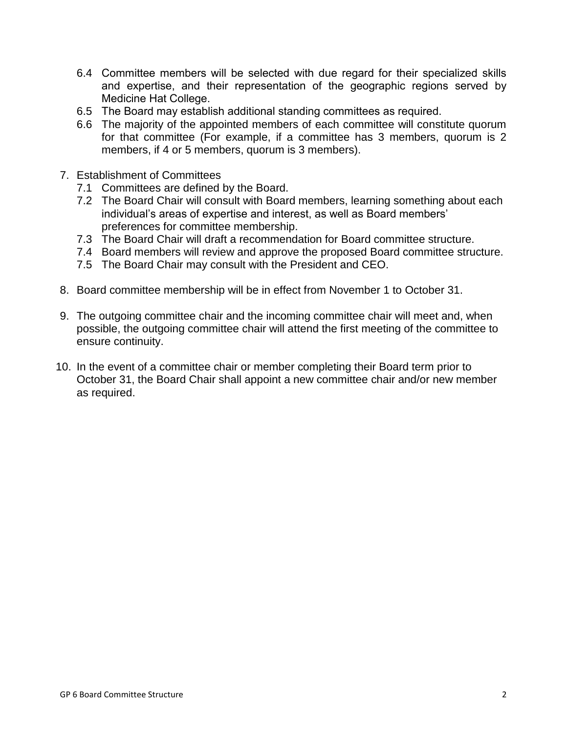6.4 Committee members will be selected with due regard for their specialized skills and expertise, and their representation of the geographic regions served by Medicine Hat College.

6.5 The Board may establish additional standing committees as required.

6.6 The majority of the appointed members of each committee will constitute quorum for that committee (For example, if a committee has 3 members, quorum is 2 members, if 4 or 5 members, quorum is 3 members).

7. Establishment of Committees
   - 7.1 Committees are defined by the Board.
   - 7.2 The Board Chair will consult with Board members, learning something about each individual's areas of expertise and interest, as well as Board members' preferences for committee membership.
   - 7.3 The Board Chair will draft a recommendation for Board committee structure.
   - 7.4 Board members will review and approve the proposed Board committee structure.
   - 7.5 The Board Chair may consult with the President and CEO.

8. Board committee membership will be in effect from November 1 to October 31.

9. The outgoing committee chair and the incoming committee chair will meet and, when possible, the outgoing committee chair will attend the first meeting of the committee to ensure continuity.

10. In the event of a committee chair or member completing their Board term prior to October 31, the Board Chair shall appoint a new committee chair and/or new member as required.